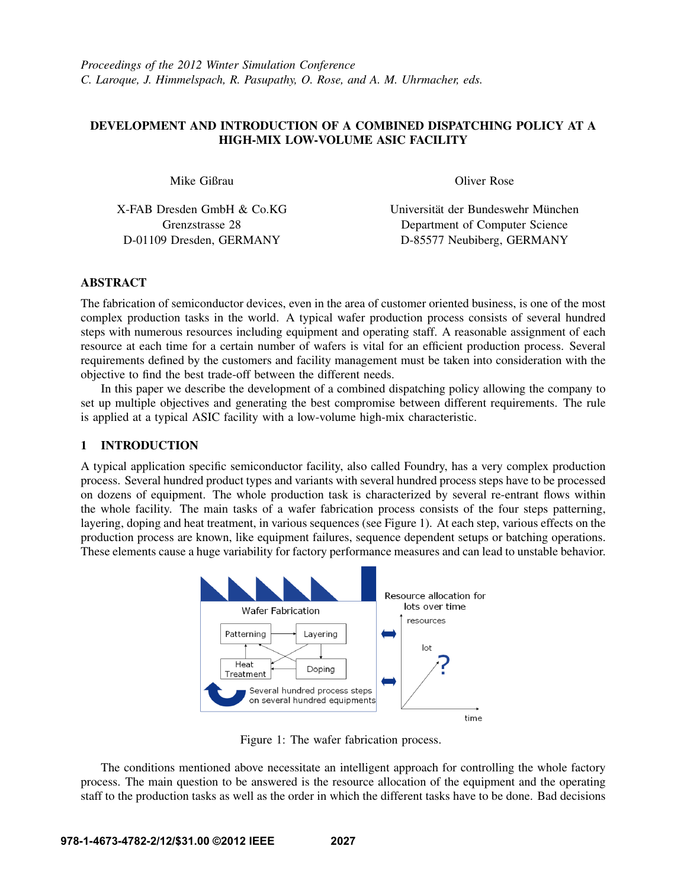*Proceedings of the 2012 Winter Simulation Conference*
*C. Laroque, J. Himmelspach, R. Pasupathy, O. Rose, and A. M. Uhrmacher, eds.*

# DEVELOPMENT AND INTRODUCTION OF A COMBINED DISPATCHING POLICY AT A HIGH-MIX LOW-VOLUME ASIC FACILITY

Mike Gißrau

X-FAB Dresden GmbH & Co.KG
Grenzstrasse 28
D-01109 Dresden, GERMANY

Oliver Rose

Universität der Bundeswehr München
Department of Computer Science
D-85577 Neubiberg, GERMANY

## ABSTRACT

The fabrication of semiconductor devices, even in the area of customer oriented business, is one of the most complex production tasks in the world. A typical wafer production process consists of several hundred steps with numerous resources including equipment and operating staff. A reasonable assignment of each resource at each time for a certain number of wafers is vital for an efficient production process. Several requirements defined by the customers and facility management must be taken into consideration with the objective to find the best trade-off between the different needs.

In this paper we describe the development of a combined dispatching policy allowing the company to set up multiple objectives and generating the best compromise between different requirements. The rule is applied at a typical ASIC facility with a low-volume high-mix characteristic.

## 1 INTRODUCTION

A typical application specific semiconductor facility, also called Foundry, has a very complex production process. Several hundred product types and variants with several hundred process steps have to be processed on dozens of equipment. The whole production task is characterized by several re-entrant flows within the whole facility. The main tasks of a wafer fabrication process consists of the four steps patterning, layering, doping and heat treatment, in various sequences (see Figure 1). At each step, various effects on the production process are known, like equipment failures, sequence dependent setups or batching operations. These elements cause a huge variability for factory performance measures and can lead to unstable behavior.

Figure 1: The wafer fabrication process.

The conditions mentioned above necessitate an intelligent approach for controlling the whole factory process. The main question to be answered is the resource allocation of the equipment and the operating staff to the production tasks as well as the order in which the different tasks have to be done. Bad decisions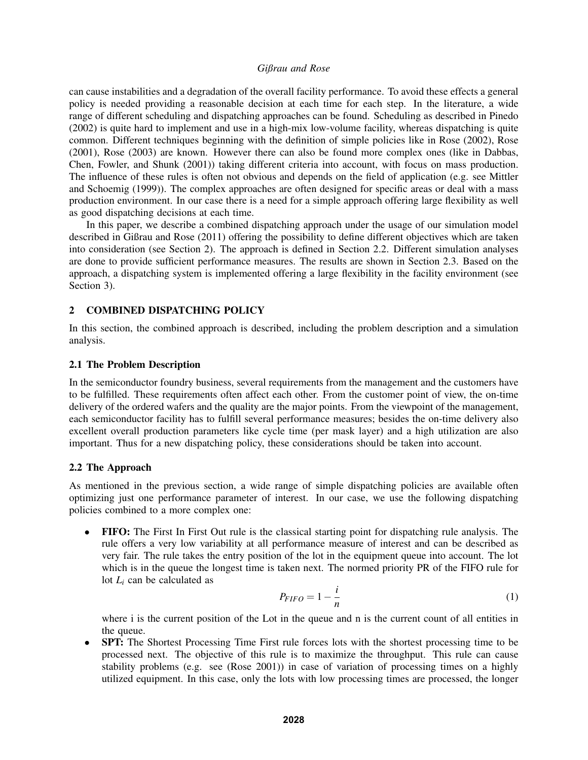can cause instabilities and a degradation of the overall facility performance. To avoid these effects a general policy is needed providing a reasonable decision at each time for each step. In the literature, a wide range of different scheduling and dispatching approaches can be found. Scheduling as described in Pinedo (2002) is quite hard to implement and use in a high-mix low-volume facility, whereas dispatching is quite common. Different techniques beginning with the definition of simple policies like in Rose (2002), Rose (2001), Rose (2003) are known. However there can also be found more complex ones (like in Dabbas, Chen, Fowler, and Shunk (2001)) taking different criteria into account, with focus on mass production. The influence of these rules is often not obvious and depends on the field of application (e.g. see Mittler and Schoemig (1999)). The complex approaches are often designed for specific areas or deal with a mass production environment. In our case there is a need for a simple approach offering large flexibility as well as good dispatching decisions at each time.

In this paper, we describe a combined dispatching approach under the usage of our simulation model described in Gißrau and Rose (2011) offering the possibility to define different objectives which are taken into consideration (see Section 2). The approach is defined in Section 2.2. Different simulation analyses are done to provide sufficient performance measures. The results are shown in Section 2.3. Based on the approach, a dispatching system is implemented offering a large flexibility in the facility environment (see Section 3).

## 2 COMBINED DISPATCHING POLICY

In this section, the combined approach is described, including the problem description and a simulation analysis.

### 2.1 The Problem Description

In the semiconductor foundry business, several requirements from the management and the customers have to be fulfilled. These requirements often affect each other. From the customer point of view, the on-time delivery of the ordered wafers and the quality are the major points. From the viewpoint of the management, each semiconductor facility has to fulfill several performance measures; besides the on-time delivery also excellent overall production parameters like cycle time (per mask layer) and a high utilization are also important. Thus for a new dispatching policy, these considerations should be taken into account.

### 2.2 The Approach

As mentioned in the previous section, a wide range of simple dispatching policies are available often optimizing just one performance parameter of interest. In our case, we use the following dispatching policies combined to a more complex one:

- **FIFO:** The First In First Out rule is the classical starting point for dispatching rule analysis. The rule offers a very low variability at all performance measure of interest and can be described as very fair. The rule takes the entry position of the lot in the equipment queue into account. The lot which is in the queue the longest time is taken next. The normed priority PR of the FIFO rule for lot $L_i$ can be calculated as

$$P_{FIFO} = 1 - \frac{i}{n} \tag{1}$$

  where i is the current position of the Lot in the queue and n is the current count of all entities in the queue.
- **SPT:** The Shortest Processing Time First rule forces lots with the shortest processing time to be processed next. The objective of this rule is to maximize the throughput. This rule can cause stability problems (e.g. see (Rose 2001)) in case of variation of processing times on a highly utilized equipment. In this case, only the lots with low processing times are processed, the longer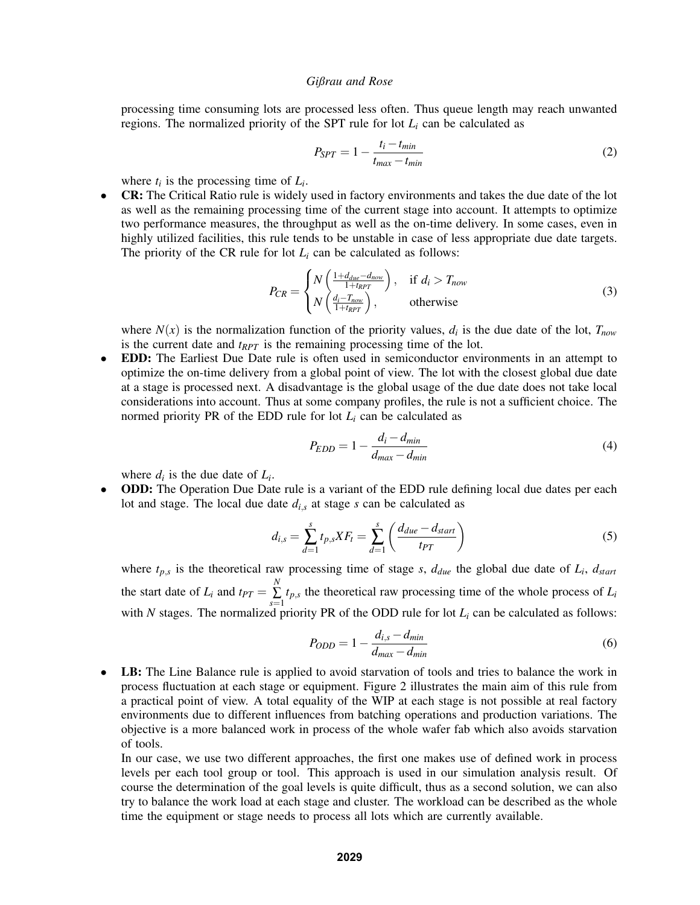processing time consuming lots are processed less often. Thus queue length may reach unwanted regions. The normalized priority of the SPT rule for lot $L_i$ can be calculated as

$$P_{SPT} = 1 - \frac{t_i - t_{min}}{t_{max} - t_{min}} \tag{2}$$

where $t_i$ is the processing time of $L_i$.

- **CR:** The Critical Ratio rule is widely used in factory environments and takes the due date of the lot as well as the remaining processing time of the current stage into account. It attempts to optimize two performance measures, the throughput as well as the on-time delivery. In some cases, even in highly utilized facilities, this rule tends to be unstable in case of less appropriate due date targets. The priority of the CR rule for lot $L_i$ can be calculated as follows:

$$P_{CR} = \begin{cases} N\left(\frac{1+d_{due}-d_{now}}{1+t_{RPT}}\right), & \text{if } d_i > T_{now} \\ N\left(\frac{d_i - T_{now}}{1+t_{RPT}}\right), & \text{otherwise} \end{cases} \tag{3}$$

where $N(x)$ is the normalization function of the priority values, $d_i$ is the due date of the lot, $T_{now}$ is the current date and $t_{RPT}$ is the remaining processing time of the lot.

- **EDD:** The Earliest Due Date rule is often used in semiconductor environments in an attempt to optimize the on-time delivery from a global point of view. The lot with the closest global due date at a stage is processed next. A disadvantage is the global usage of the due date does not take local considerations into account. Thus at some company profiles, the rule is not a sufficient choice. The normed priority PR of the EDD rule for lot $L_i$ can be calculated as

$$P_{EDD} = 1 - \frac{d_i - d_{min}}{d_{max} - d_{min}} \tag{4}$$

where $d_i$ is the due date of $L_i$.

- **ODD:** The Operation Due Date rule is a variant of the EDD rule defining local due dates per each lot and stage. The local due date $d_{i,s}$ at stage $s$ can be calculated as

$$d_{i,s} = \sum_{d=1}^{s} t_{p,s} XF_t = \sum_{d=1}^{s} \left(\frac{d_{due} - d_{start}}{t_{PT}}\right) \tag{5}$$

where $t_{p,s}$ is the theoretical raw processing time of stage $s$, $d_{due}$ the global due date of $L_i$, $d_{start}$ the start date of $L_i$ and $t_{PT} = \sum_{s=1}^{N} t_{p,s}$ the theoretical raw processing time of the whole process of $L_i$ with $N$ stages. The normalized priority PR of the ODD rule for lot $L_i$ can be calculated as follows:

$$P_{ODD} = 1 - \frac{d_{i,s} - d_{min}}{d_{max} - d_{min}} \tag{6}$$

- **LB:** The Line Balance rule is applied to avoid starvation of tools and tries to balance the work in process fluctuation at each stage or equipment. Figure 2 illustrates the main aim of this rule from a practical point of view. A total equality of the WIP at each stage is not possible at real factory environments due to different influences from batching operations and production variations. The objective is a more balanced work in process of the whole wafer fab which also avoids starvation of tools.

  In our case, we use two different approaches, the first one makes use of defined work in process levels per each tool group or tool. This approach is used in our simulation analysis result. Of course the determination of the goal levels is quite difficult, thus as a second solution, we can also try to balance the work load at each stage and cluster. The workload can be described as the whole time the equipment or stage needs to process all lots which are currently available.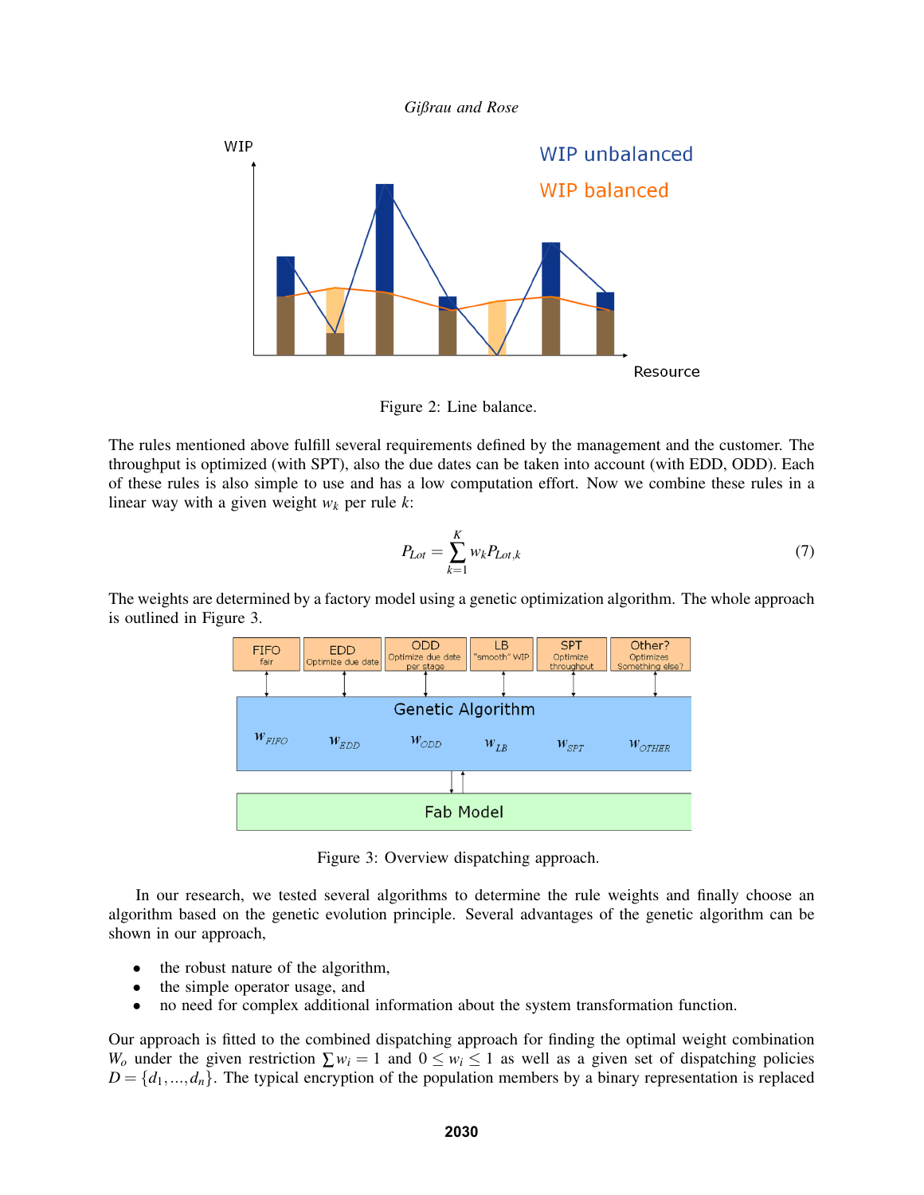Figure 2: Line balance.

The rules mentioned above fulfill several requirements defined by the management and the customer. The throughput is optimized (with SPT), also the due dates can be taken into account (with EDD, ODD). Each of these rules is also simple to use and has a low computation effort. Now we combine these rules in a linear way with a given weight $w_k$ per rule $k$:

$$P_{Lot} = \sum_{k=1}^{K} w_k P_{Lot,k} \tag{7}$$

The weights are determined by a factory model using a genetic optimization algorithm. The whole approach is outlined in Figure 3.

Figure 3: Overview dispatching approach.

In our research, we tested several algorithms to determine the rule weights and finally choose an algorithm based on the genetic evolution principle. Several advantages of the genetic algorithm can be shown in our approach,

- the robust nature of the algorithm,
- the simple operator usage, and
- no need for complex additional information about the system transformation function.

Our approach is fitted to the combined dispatching approach for finding the optimal weight combination $W_o$ under the given restriction $\sum w_i = 1$ and $0 \leq w_i \leq 1$ as well as a given set of dispatching policies $D = \{d_1, \ldots, d_n\}$. The typical encryption of the population members by a binary representation is replaced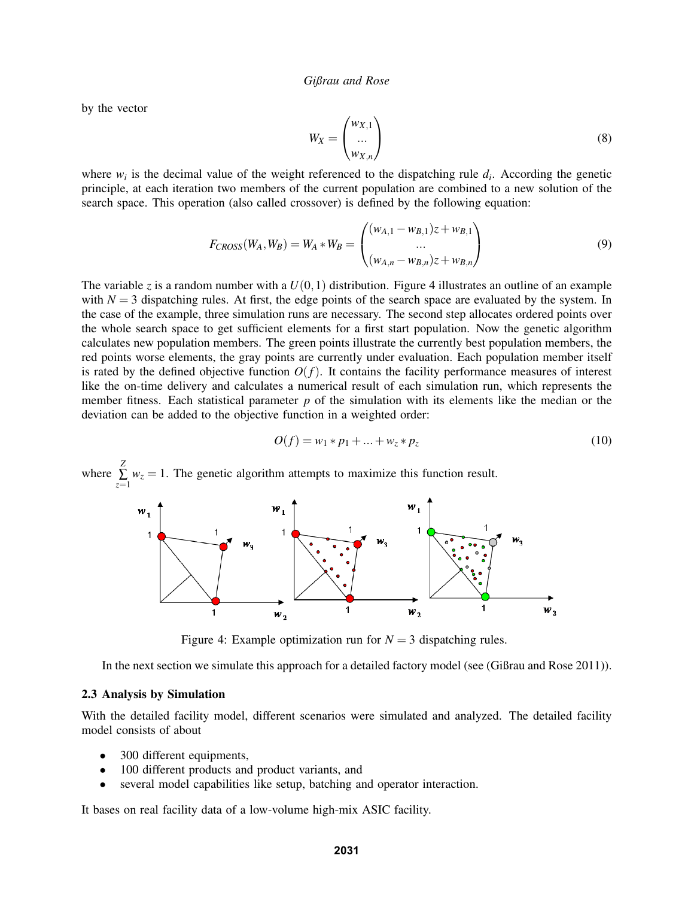by the vector

$$W_X = \begin{pmatrix} w_{X,1} \\ ... \\ w_{X,n} \end{pmatrix} \tag{8}$$

where $w_i$ is the decimal value of the weight referenced to the dispatching rule $d_i$. According the genetic principle, at each iteration two members of the current population are combined to a new solution of the search space. This operation (also called crossover) is defined by the following equation:

$$F_{CROSS}(W_A, W_B) = W_A * W_B = \begin{pmatrix} (w_{A,1} - w_{B,1})z + w_{B,1} \\ ... \\ (w_{A,n} - w_{B,n})z + w_{B,n} \end{pmatrix} \tag{9}$$

The variable $z$ is a random number with a $U(0,1)$ distribution. Figure 4 illustrates an outline of an example with $N = 3$ dispatching rules. At first, the edge points of the search space are evaluated by the system. In the case of the example, three simulation runs are necessary. The second step allocates ordered points over the whole search space to get sufficient elements for a first start population. Now the genetic algorithm calculates new population members. The green points illustrate the currently best population members, the red points worse elements, the gray points are currently under evaluation. Each population member itself is rated by the defined objective function $O(f)$. It contains the facility performance measures of interest like the on-time delivery and calculates a numerical result of each simulation run, which represents the member fitness. Each statistical parameter $p$ of the simulation with its elements like the median or the deviation can be added to the objective function in a weighted order:

$$O(f) = w_1 * p_1 + ... + w_z * p_z \tag{10}$$

where $\sum_{z=1}^{Z} w_z = 1$. The genetic algorithm attempts to maximize this function result.

Figure 4: Example optimization run for $N = 3$ dispatching rules.

In the next section we simulate this approach for a detailed factory model (see (Gißrau and Rose 2011)).

### 2.3 Analysis by Simulation

With the detailed facility model, different scenarios were simulated and analyzed. The detailed facility model consists of about

- 300 different equipments,
- 100 different products and product variants, and
- several model capabilities like setup, batching and operator interaction.

It bases on real facility data of a low-volume high-mix ASIC facility.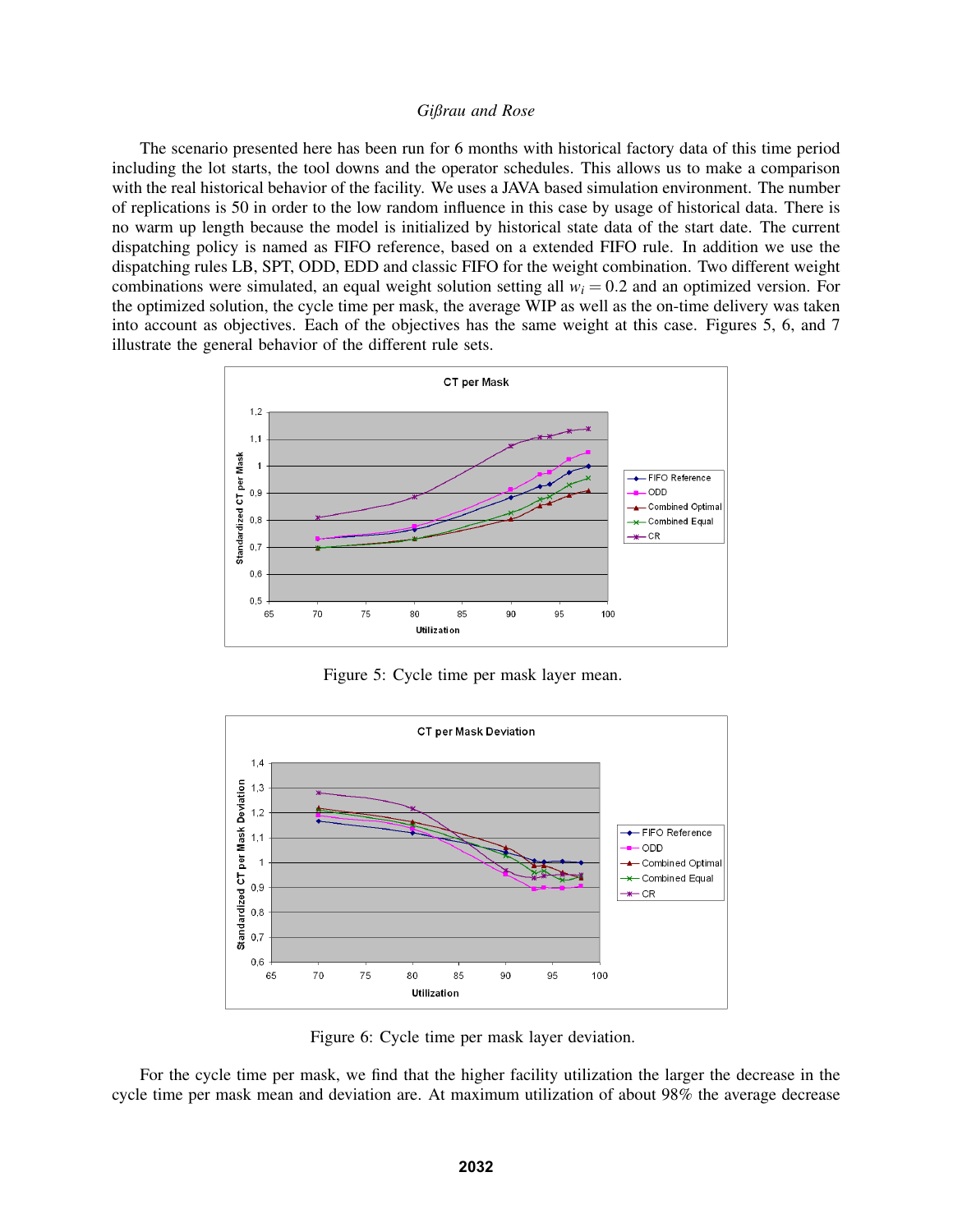The scenario presented here has been run for 6 months with historical factory data of this time period including the lot starts, the tool downs and the operator schedules. This allows us to make a comparison with the real historical behavior of the facility. We uses a JAVA based simulation environment. The number of replications is 50 in order to the low random influence in this case by usage of historical data. There is no warm up length because the model is initialized by historical state data of the start date. The current dispatching policy is named as FIFO reference, based on a extended FIFO rule. In addition we use the dispatching rules LB, SPT, ODD, EDD and classic FIFO for the weight combination. Two different weight combinations were simulated, an equal weight solution setting all $w_i = 0.2$ and an optimized version. For the optimized solution, the cycle time per mask, the average WIP as well as the on-time delivery was taken into account as objectives. Each of the objectives has the same weight at this case. Figures 5, 6, and 7 illustrate the general behavior of the different rule sets.

Figure 5: Cycle time per mask layer mean.

Figure 6: Cycle time per mask layer deviation.

For the cycle time per mask, we find that the higher facility utilization the larger the decrease in the cycle time per mask mean and deviation are. At maximum utilization of about 98% the average decrease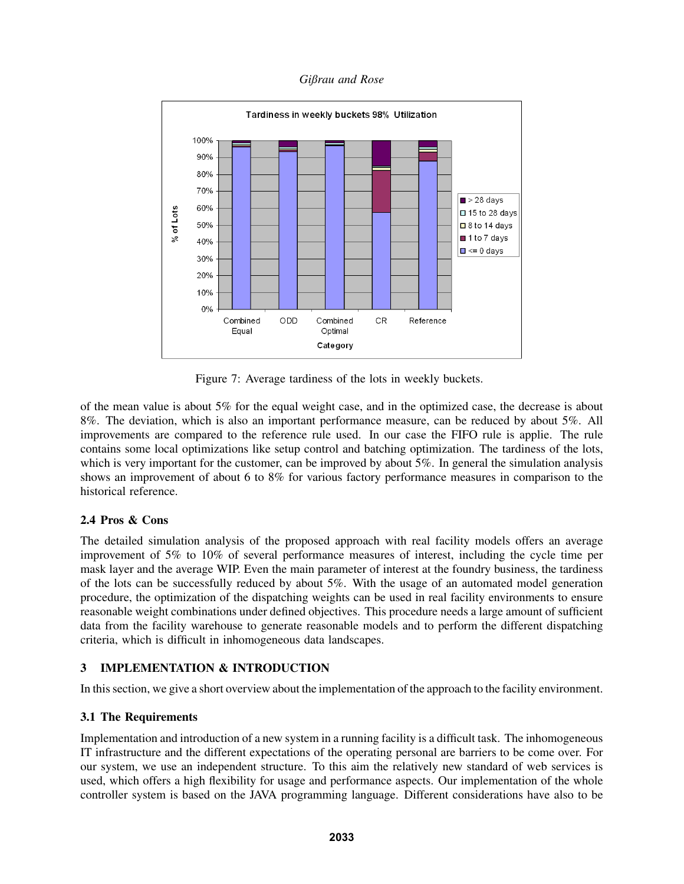Figure 7: Average tardiness of the lots in weekly buckets.

of the mean value is about 5% for the equal weight case, and in the optimized case, the decrease is about 8%. The deviation, which is also an important performance measure, can be reduced by about 5%. All improvements are compared to the reference rule used. In our case the FIFO rule is applie. The rule contains some local optimizations like setup control and batching optimization. The tardiness of the lots, which is very important for the customer, can be improved by about 5%. In general the simulation analysis shows an improvement of about 6 to 8% for various factory performance measures in comparison to the historical reference.

### 2.4 Pros & Cons

The detailed simulation analysis of the proposed approach with real facility models offers an average improvement of 5% to 10% of several performance measures of interest, including the cycle time per mask layer and the average WIP. Even the main parameter of interest at the foundry business, the tardiness of the lots can be successfully reduced by about 5%. With the usage of an automated model generation procedure, the optimization of the dispatching weights can be used in real facility environments to ensure reasonable weight combinations under defined objectives. This procedure needs a large amount of sufficient data from the facility warehouse to generate reasonable models and to perform the different dispatching criteria, which is difficult in inhomogeneous data landscapes.

## 3 IMPLEMENTATION & INTRODUCTION

In this section, we give a short overview about the implementation of the approach to the facility environment.

### 3.1 The Requirements

Implementation and introduction of a new system in a running facility is a difficult task. The inhomogeneous IT infrastructure and the different expectations of the operating personal are barriers to be come over. For our system, we use an independent structure. To this aim the relatively new standard of web services is used, which offers a high flexibility for usage and performance aspects. Our implementation of the whole controller system is based on the JAVA programming language. Different considerations have also to be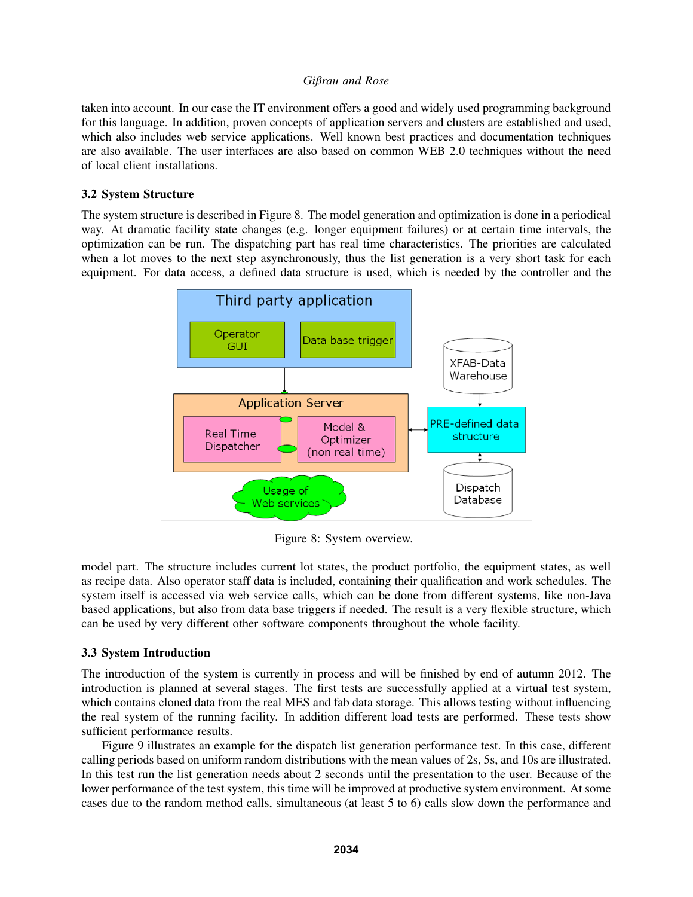taken into account. In our case the IT environment offers a good and widely used programming background for this language. In addition, proven concepts of application servers and clusters are established and used, which also includes web service applications. Well known best practices and documentation techniques are also available. The user interfaces are also based on common WEB 2.0 techniques without the need of local client installations.

### 3.2 System Structure

The system structure is described in Figure 8. The model generation and optimization is done in a periodical way. At dramatic facility state changes (e.g. longer equipment failures) or at certain time intervals, the optimization can be run. The dispatching part has real time characteristics. The priorities are calculated when a lot moves to the next step asynchronously, thus the list generation is a very short task for each equipment. For data access, a defined data structure is used, which is needed by the controller and the model part. The structure includes current lot states, the product portfolio, the equipment states, as well as recipe data. Also operator staff data is included, containing their qualification and work schedules. The system itself is accessed via web service calls, which can be done from different systems, like non-Java based applications, but also from data base triggers if needed. The result is a very flexible structure, which can be used by very different other software components throughout the whole facility.

Figure 8: System overview.

### 3.3 System Introduction

The introduction of the system is currently in process and will be finished by end of autumn 2012. The introduction is planned at several stages. The first tests are successfully applied at a virtual test system, which contains cloned data from the real MES and fab data storage. This allows testing without influencing the real system of the running facility. In addition different load tests are performed. These tests show sufficient performance results.

Figure 9 illustrates an example for the dispatch list generation performance test. In this case, different calling periods based on uniform random distributions with the mean values of 2s, 5s, and 10s are illustrated. In this test run the list generation needs about 2 seconds until the presentation to the user. Because of the lower performance of the test system, this time will be improved at productive system environment. At some cases due to the random method calls, simultaneous (at least 5 to 6) calls slow down the performance and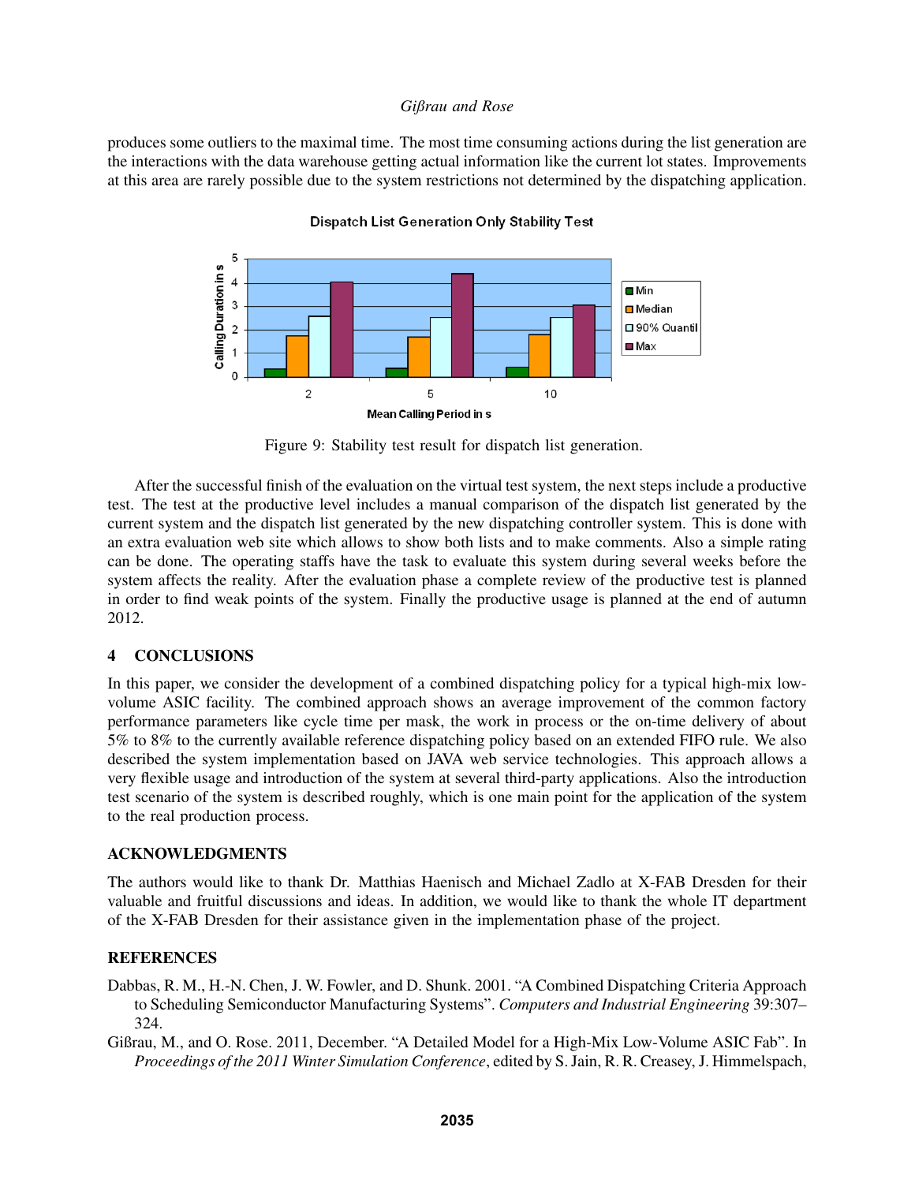produces some outliers to the maximal time. The most time consuming actions during the list generation are the interactions with the data warehouse getting actual information like the current lot states. Improvements at this area are rarely possible due to the system restrictions not determined by the dispatching application.

Dispatch List Generation Only Stability Test

Calling Duration in s

5
4
3
2
1
0

2
5
10

Mean Calling Period in s

Min
Median
90% Quantil
Max

Figure 9: Stability test result for dispatch list generation.

After the successful finish of the evaluation on the virtual test system, the next steps include a productive test. The test at the productive level includes a manual comparison of the dispatch list generated by the current system and the dispatch list generated by the new dispatching controller system. This is done with an extra evaluation web site which allows to show both lists and to make comments. Also a simple rating can be done. The operating staffs have the task to evaluate this system during several weeks before the system affects the reality. After the evaluation phase a complete review of the productive test is planned in order to find weak points of the system. Finally the productive usage is planned at the end of autumn 2012.

## 4 CONCLUSIONS

In this paper, we consider the development of a combined dispatching policy for a typical high-mix low-volume ASIC facility. The combined approach shows an average improvement of the common factory performance parameters like cycle time per mask, the work in process or the on-time delivery of about 5% to 8% to the currently available reference dispatching policy based on an extended FIFO rule. We also described the system implementation based on JAVA web service technologies. This approach allows a very flexible usage and introduction of the system at several third-party applications. Also the introduction test scenario of the system is described roughly, which is one main point for the application of the system to the real production process.

## ACKNOWLEDGMENTS

The authors would like to thank Dr. Matthias Haenisch and Michael Zadlo at X-FAB Dresden for their valuable and fruitful discussions and ideas. In addition, we would like to thank the whole IT department of the X-FAB Dresden for their assistance given in the implementation phase of the project.

## REFERENCES

Dabbas, R. M., H.-N. Chen, J. W. Fowler, and D. Shunk. 2001. "A Combined Dispatching Criteria Approach to Scheduling Semiconductor Manufacturing Systems". *Computers and Industrial Engineering* 39:307–324.

Gißrau, M., and O. Rose. 2011, December. "A Detailed Model for a High-Mix Low-Volume ASIC Fab". In *Proceedings of the 2011 Winter Simulation Conference*, edited by S. Jain, R. R. Creasey, J. Himmelspach,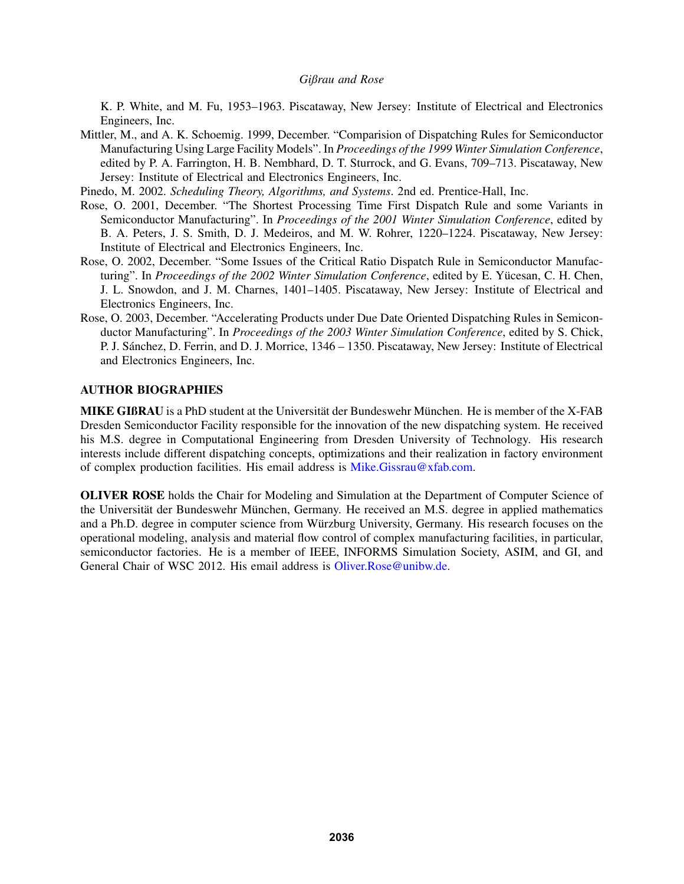K. P. White, and M. Fu, 1953–1963. Piscataway, New Jersey: Institute of Electrical and Electronics Engineers, Inc.

Mittler, M., and A. K. Schoemig. 1999, December. "Comparision of Dispatching Rules for Semiconductor Manufacturing Using Large Facility Models". In *Proceedings of the 1999 Winter Simulation Conference*, edited by P. A. Farrington, H. B. Nembhard, D. T. Sturrock, and G. Evans, 709–713. Piscataway, New Jersey: Institute of Electrical and Electronics Engineers, Inc.

Pinedo, M. 2002. *Scheduling Theory, Algorithms, and Systems*. 2nd ed. Prentice-Hall, Inc.

Rose, O. 2001, December. "The Shortest Processing Time First Dispatch Rule and some Variants in Semiconductor Manufacturing". In *Proceedings of the 2001 Winter Simulation Conference*, edited by B. A. Peters, J. S. Smith, D. J. Medeiros, and M. W. Rohrer, 1220–1224. Piscataway, New Jersey: Institute of Electrical and Electronics Engineers, Inc.

Rose, O. 2002, December. "Some Issues of the Critical Ratio Dispatch Rule in Semiconductor Manufacturing". In *Proceedings of the 2002 Winter Simulation Conference*, edited by E. Yücesan, C. H. Chen, J. L. Snowdon, and J. M. Charnes, 1401–1405. Piscataway, New Jersey: Institute of Electrical and Electronics Engineers, Inc.

Rose, O. 2003, December. "Accelerating Products under Due Date Oriented Dispatching Rules in Semiconductor Manufacturing". In *Proceedings of the 2003 Winter Simulation Conference*, edited by S. Chick, P. J. Sánchez, D. Ferrin, and D. J. Morrice, 1346 – 1350. Piscataway, New Jersey: Institute of Electrical and Electronics Engineers, Inc.

## AUTHOR BIOGRAPHIES

**MIKE GIßRAU** is a PhD student at the Universität der Bundeswehr München. He is member of the X-FAB Dresden Semiconductor Facility responsible for the innovation of the new dispatching system. He received his M.S. degree in Computational Engineering from Dresden University of Technology. His research interests include different dispatching concepts, optimizations and their realization in factory environment of complex production facilities. His email address is Mike.Gissrau@xfab.com.

**OLIVER ROSE** holds the Chair for Modeling and Simulation at the Department of Computer Science of the Universität der Bundeswehr München, Germany. He received an M.S. degree in applied mathematics and a Ph.D. degree in computer science from Würzburg University, Germany. His research focuses on the operational modeling, analysis and material flow control of complex manufacturing facilities, in particular, semiconductor factories. He is a member of IEEE, INFORMS Simulation Society, ASIM, and GI, and General Chair of WSC 2012. His email address is Oliver.Rose@unibw.de.